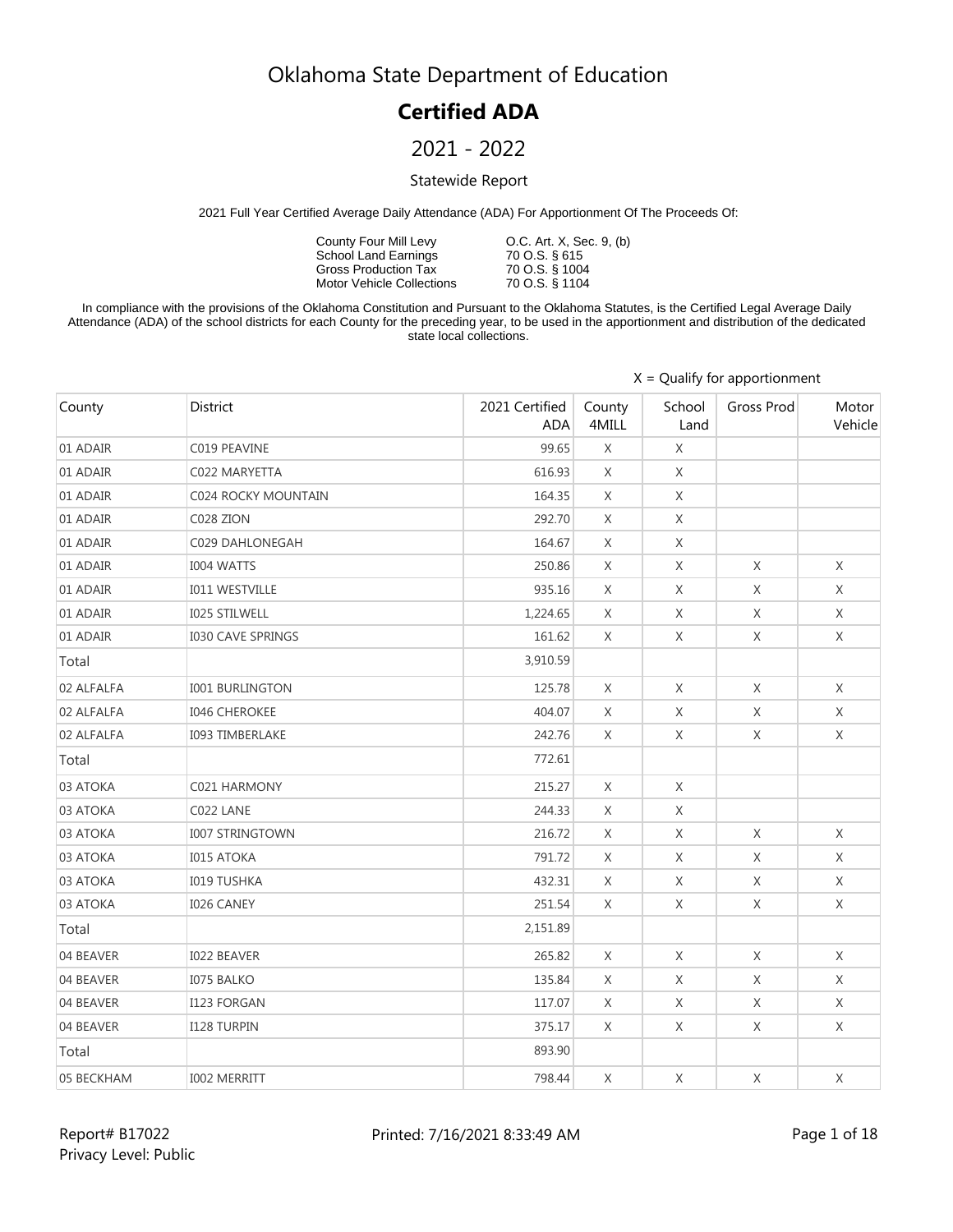# Oklahoma State Department of Education

## Certified ADA

## 2021 - 2022

### Statewide Report

2021 Full Year Certified Average Daily Attendance (ADA) For Apportionment Of The Proceeds Of:

| | |
|---|---|
| County Four Mill Levy | O.C. Art. X, Sec. 9, (b) |
| School Land Earnings | 70 O.S. § 615 |
| Gross Production Tax | 70 O.S. § 1004 |
| Motor Vehicle Collections | 70 O.S. § 1104 |

In compliance with the provisions of the Oklahoma Constitution and Pursuant to the Oklahoma Statutes, is the Certified Legal Average Daily Attendance (ADA) of the school districts for each County for the preceding year, to be used in the apportionment and distribution of the dedicated state local collections.

X = Qualify for apportionment

| County | District | 2021 Certified ADA | County 4MILL | School Land | Gross Prod | Motor Vehicle |
|---|---|---|---|---|---|---|
| 01 ADAIR | C019 PEAVINE | 99.65 | X | X | | |
| 01 ADAIR | C022 MARYETTA | 616.93 | X | X | | |
| 01 ADAIR | C024 ROCKY MOUNTAIN | 164.35 | X | X | | |
| 01 ADAIR | C028 ZION | 292.70 | X | X | | |
| 01 ADAIR | C029 DAHLONEGAH | 164.67 | X | X | | |
| 01 ADAIR | I004 WATTS | 250.86 | X | X | X | X |
| 01 ADAIR | I011 WESTVILLE | 935.16 | X | X | X | X |
| 01 ADAIR | I025 STILWELL | 1,224.65 | X | X | X | X |
| 01 ADAIR | I030 CAVE SPRINGS | 161.62 | X | X | X | X |
| Total | | 3,910.59 | | | | |
| 02 ALFALFA | I001 BURLINGTON | 125.78 | X | X | X | X |
| 02 ALFALFA | I046 CHEROKEE | 404.07 | X | X | X | X |
| 02 ALFALFA | I093 TIMBERLAKE | 242.76 | X | X | X | X |
| Total | | 772.61 | | | | |
| 03 ATOKA | C021 HARMONY | 215.27 | X | X | | |
| 03 ATOKA | C022 LANE | 244.33 | X | X | | |
| 03 ATOKA | I007 STRINGTOWN | 216.72 | X | X | X | X |
| 03 ATOKA | I015 ATOKA | 791.72 | X | X | X | X |
| 03 ATOKA | I019 TUSHKA | 432.31 | X | X | X | X |
| 03 ATOKA | I026 CANEY | 251.54 | X | X | X | X |
| Total | | 2,151.89 | | | | |
| 04 BEAVER | I022 BEAVER | 265.82 | X | X | X | X |
| 04 BEAVER | I075 BALKO | 135.84 | X | X | X | X |
| 04 BEAVER | I123 FORGAN | 117.07 | X | X | X | X |
| 04 BEAVER | I128 TURPIN | 375.17 | X | X | X | X |
| Total | | 893.90 | | | | |
| 05 BECKHAM | I002 MERRITT | 798.44 | X | X | X | X |

Report# B17022
Privacy Level: Public

Printed: 7/16/2021 8:33:49 AM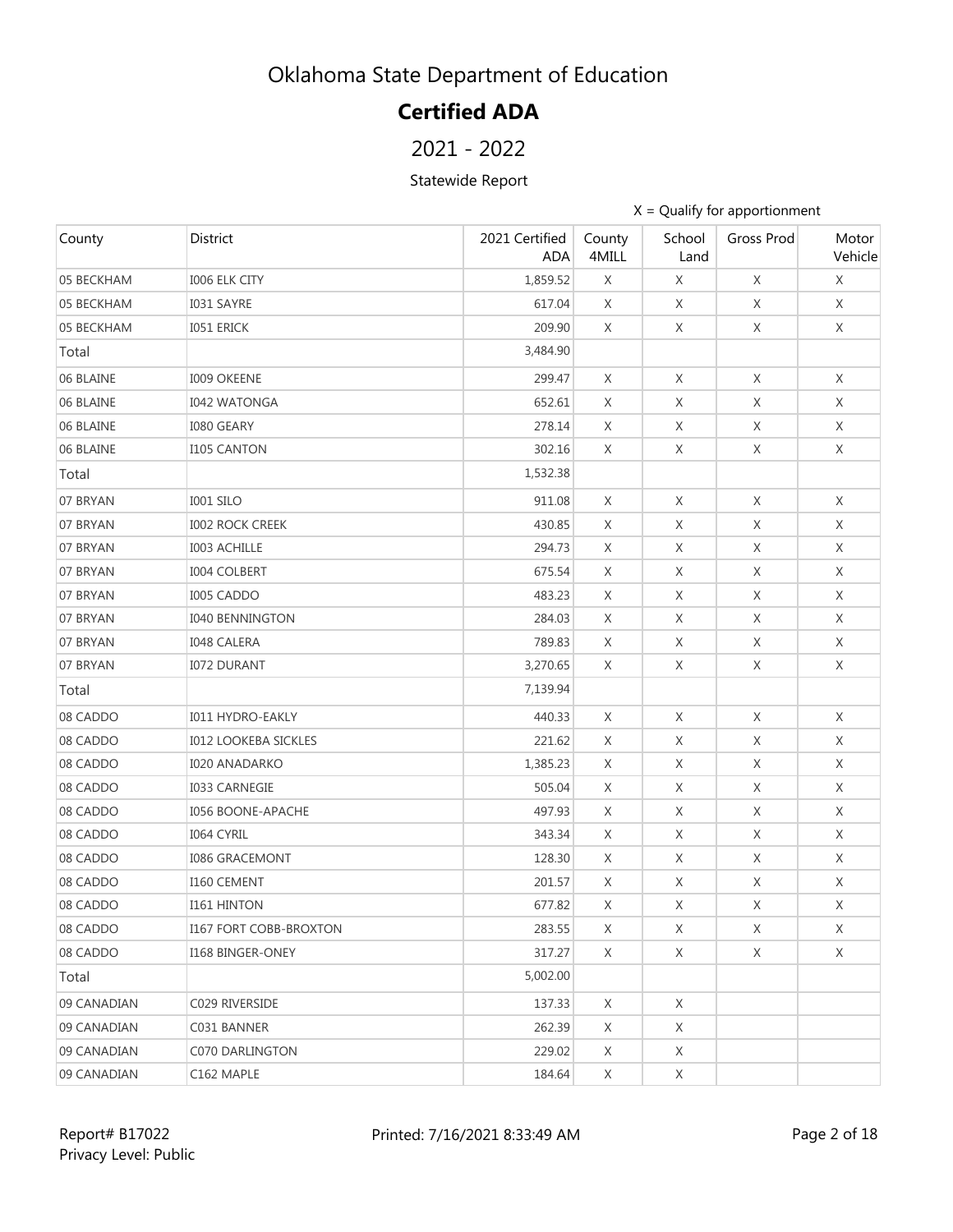# Oklahoma State Department of Education

## Certified ADA

## 2021 - 2022

### Statewide Report

X = Qualify for apportionment

| County | District | 2021 Certified ADA | County 4MILL | School Land | Gross Prod | Motor Vehicle |
|---|---|---|---|---|---|---|
| 05 BECKHAM | I006 ELK CITY | 1,859.52 | X | X | X | X |
| 05 BECKHAM | I031 SAYRE | 617.04 | X | X | X | X |
| 05 BECKHAM | I051 ERICK | 209.90 | X | X | X | X |
| Total | | 3,484.90 | | | | |
| 06 BLAINE | I009 OKEENE | 299.47 | X | X | X | X |
| 06 BLAINE | I042 WATONGA | 652.61 | X | X | X | X |
| 06 BLAINE | I080 GEARY | 278.14 | X | X | X | X |
| 06 BLAINE | I105 CANTON | 302.16 | X | X | X | X |
| Total | | 1,532.38 | | | | |
| 07 BRYAN | I001 SILO | 911.08 | X | X | X | X |
| 07 BRYAN | I002 ROCK CREEK | 430.85 | X | X | X | X |
| 07 BRYAN | I003 ACHILLE | 294.73 | X | X | X | X |
| 07 BRYAN | I004 COLBERT | 675.54 | X | X | X | X |
| 07 BRYAN | I005 CADDO | 483.23 | X | X | X | X |
| 07 BRYAN | I040 BENNINGTON | 284.03 | X | X | X | X |
| 07 BRYAN | I048 CALERA | 789.83 | X | X | X | X |
| 07 BRYAN | I072 DURANT | 3,270.65 | X | X | X | X |
| Total | | 7,139.94 | | | | |
| 08 CADDO | I011 HYDRO-EAKLY | 440.33 | X | X | X | X |
| 08 CADDO | I012 LOOKEBA SICKLES | 221.62 | X | X | X | X |
| 08 CADDO | I020 ANADARKO | 1,385.23 | X | X | X | X |
| 08 CADDO | I033 CARNEGIE | 505.04 | X | X | X | X |
| 08 CADDO | I056 BOONE-APACHE | 497.93 | X | X | X | X |
| 08 CADDO | I064 CYRIL | 343.34 | X | X | X | X |
| 08 CADDO | I086 GRACEMONT | 128.30 | X | X | X | X |
| 08 CADDO | I160 CEMENT | 201.57 | X | X | X | X |
| 08 CADDO | I161 HINTON | 677.82 | X | X | X | X |
| 08 CADDO | I167 FORT COBB-BROXTON | 283.55 | X | X | X | X |
| 08 CADDO | I168 BINGER-ONEY | 317.27 | X | X | X | X |
| Total | | 5,002.00 | | | | |
| 09 CANADIAN | C029 RIVERSIDE | 137.33 | X | X | | |
| 09 CANADIAN | C031 BANNER | 262.39 | X | X | | |
| 09 CANADIAN | C070 DARLINGTON | 229.02 | X | X | | |
| 09 CANADIAN | C162 MAPLE | 184.64 | X | X | | |

Report# B17022
Privacy Level: Public

Printed: 7/16/2021 8:33:49 AM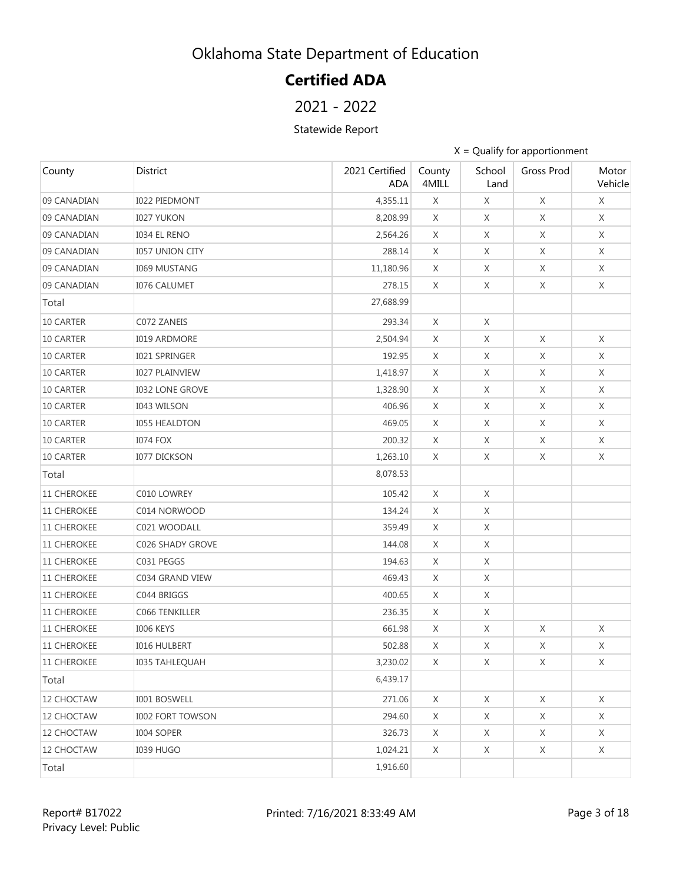# Oklahoma State Department of Education

## Certified ADA

## 2021 - 2022

### Statewide Report

X = Qualify for apportionment

| County | District | 2021 Certified ADA | County 4MILL | School Land | Gross Prod | Motor Vehicle |
|---|---|---|---|---|---|---|
| 09 CANADIAN | I022 PIEDMONT | 4,355.11 | X | X | X | X |
| 09 CANADIAN | I027 YUKON | 8,208.99 | X | X | X | X |
| 09 CANADIAN | I034 EL RENO | 2,564.26 | X | X | X | X |
| 09 CANADIAN | I057 UNION CITY | 288.14 | X | X | X | X |
| 09 CANADIAN | I069 MUSTANG | 11,180.96 | X | X | X | X |
| 09 CANADIAN | I076 CALUMET | 278.15 | X | X | X | X |
| Total | | 27,688.99 | | | | |
| 10 CARTER | C072 ZANEIS | 293.34 | X | X | | |
| 10 CARTER | I019 ARDMORE | 2,504.94 | X | X | X | X |
| 10 CARTER | I021 SPRINGER | 192.95 | X | X | X | X |
| 10 CARTER | I027 PLAINVIEW | 1,418.97 | X | X | X | X |
| 10 CARTER | I032 LONE GROVE | 1,328.90 | X | X | X | X |
| 10 CARTER | I043 WILSON | 406.96 | X | X | X | X |
| 10 CARTER | I055 HEALDTON | 469.05 | X | X | X | X |
| 10 CARTER | I074 FOX | 200.32 | X | X | X | X |
| 10 CARTER | I077 DICKSON | 1,263.10 | X | X | X | X |
| Total | | 8,078.53 | | | | |
| 11 CHEROKEE | C010 LOWREY | 105.42 | X | X | | |
| 11 CHEROKEE | C014 NORWOOD | 134.24 | X | X | | |
| 11 CHEROKEE | C021 WOODALL | 359.49 | X | X | | |
| 11 CHEROKEE | C026 SHADY GROVE | 144.08 | X | X | | |
| 11 CHEROKEE | C031 PEGGS | 194.63 | X | X | | |
| 11 CHEROKEE | C034 GRAND VIEW | 469.43 | X | X | | |
| 11 CHEROKEE | C044 BRIGGS | 400.65 | X | X | | |
| 11 CHEROKEE | C066 TENKILLER | 236.35 | X | X | | |
| 11 CHEROKEE | I006 KEYS | 661.98 | X | X | X | X |
| 11 CHEROKEE | I016 HULBERT | 502.88 | X | X | X | X |
| 11 CHEROKEE | I035 TAHLEQUAH | 3,230.02 | X | X | X | X |
| Total | | 6,439.17 | | | | |
| 12 CHOCTAW | I001 BOSWELL | 271.06 | X | X | X | X |
| 12 CHOCTAW | I002 FORT TOWSON | 294.60 | X | X | X | X |
| 12 CHOCTAW | I004 SOPER | 326.73 | X | X | X | X |
| 12 CHOCTAW | I039 HUGO | 1,024.21 | X | X | X | X |
| Total | | 1,916.60 | | | | |

Report# B17022
Privacy Level: Public

Printed: 7/16/2021 8:33:49 AM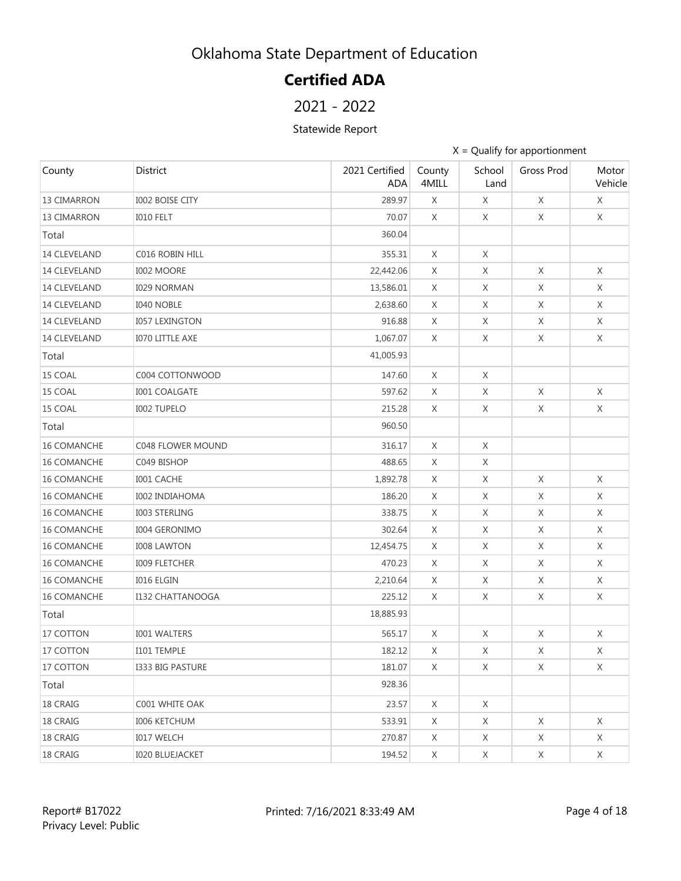# Oklahoma State Department of Education

## Certified ADA

## 2021 - 2022

### Statewide Report

X = Qualify for apportionment

| County | District | 2021 Certified ADA | County 4MILL | School Land | Gross Prod | Motor Vehicle |
|---|---|---|---|---|---|---|
| 13 CIMARRON | I002 BOISE CITY | 289.97 | X | X | X | X |
| 13 CIMARRON | I010 FELT | 70.07 | X | X | X | X |
| Total | | 360.04 | | | | |
| 14 CLEVELAND | C016 ROBIN HILL | 355.31 | X | X | | |
| 14 CLEVELAND | I002 MOORE | 22,442.06 | X | X | X | X |
| 14 CLEVELAND | I029 NORMAN | 13,586.01 | X | X | X | X |
| 14 CLEVELAND | I040 NOBLE | 2,638.60 | X | X | X | X |
| 14 CLEVELAND | I057 LEXINGTON | 916.88 | X | X | X | X |
| 14 CLEVELAND | I070 LITTLE AXE | 1,067.07 | X | X | X | X |
| Total | | 41,005.93 | | | | |
| 15 COAL | C004 COTTONWOOD | 147.60 | X | X | | |
| 15 COAL | I001 COALGATE | 597.62 | X | X | X | X |
| 15 COAL | I002 TUPELO | 215.28 | X | X | X | X |
| Total | | 960.50 | | | | |
| 16 COMANCHE | C048 FLOWER MOUND | 316.17 | X | X | | |
| 16 COMANCHE | C049 BISHOP | 488.65 | X | X | | |
| 16 COMANCHE | I001 CACHE | 1,892.78 | X | X | X | X |
| 16 COMANCHE | I002 INDIAHOMA | 186.20 | X | X | X | X |
| 16 COMANCHE | I003 STERLING | 338.75 | X | X | X | X |
| 16 COMANCHE | I004 GERONIMO | 302.64 | X | X | X | X |
| 16 COMANCHE | I008 LAWTON | 12,454.75 | X | X | X | X |
| 16 COMANCHE | I009 FLETCHER | 470.23 | X | X | X | X |
| 16 COMANCHE | I016 ELGIN | 2,210.64 | X | X | X | X |
| 16 COMANCHE | I132 CHATTANOOGA | 225.12 | X | X | X | X |
| Total | | 18,885.93 | | | | |
| 17 COTTON | I001 WALTERS | 565.17 | X | X | X | X |
| 17 COTTON | I101 TEMPLE | 182.12 | X | X | X | X |
| 17 COTTON | I333 BIG PASTURE | 181.07 | X | X | X | X |
| Total | | 928.36 | | | | |
| 18 CRAIG | C001 WHITE OAK | 23.57 | X | X | | |
| 18 CRAIG | I006 KETCHUM | 533.91 | X | X | X | X |
| 18 CRAIG | I017 WELCH | 270.87 | X | X | X | X |
| 18 CRAIG | I020 BLUEJACKET | 194.52 | X | X | X | X |

Report# B17022
Privacy Level: Public

Printed: 7/16/2021 8:33:49 AM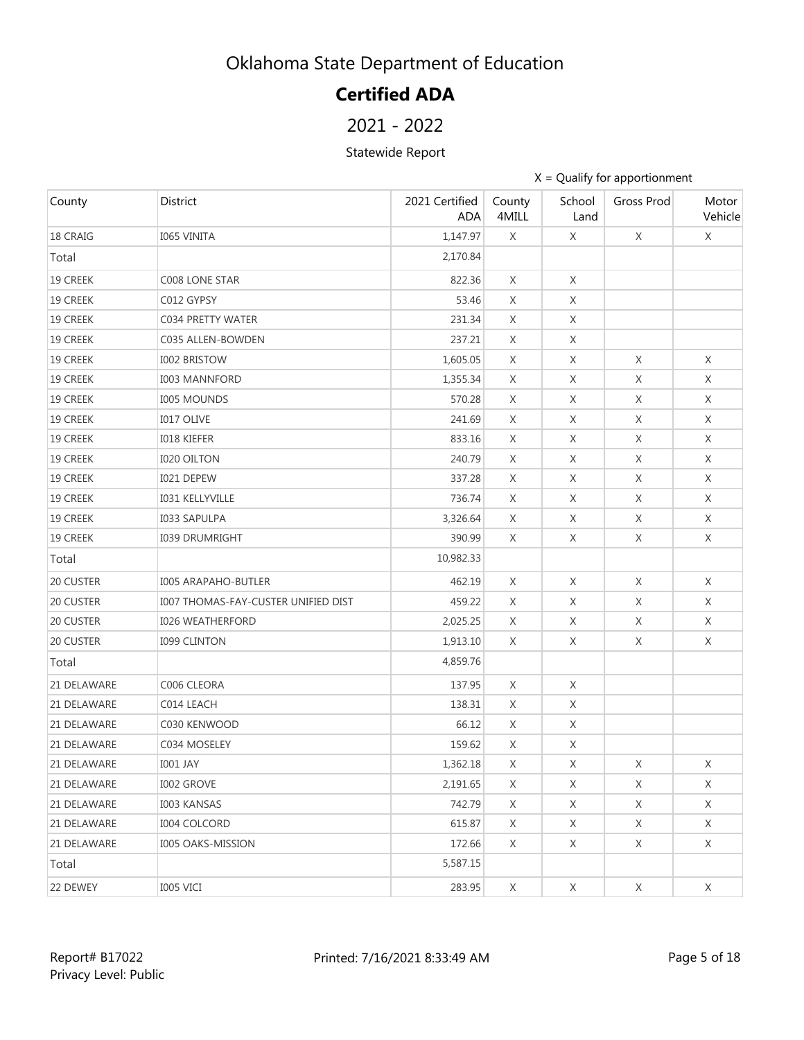# Oklahoma State Department of Education

## Certified ADA

## 2021 - 2022

### Statewide Report

X = Qualify for apportionment

| County | District | 2021 Certified ADA | County 4MILL | School Land | Gross Prod | Motor Vehicle |
|---|---|---|---|---|---|---|
| 18 CRAIG | I065 VINITA | 1,147.97 | X | X | X | X |
| Total | | 2,170.84 | | | | |
| 19 CREEK | C008 LONE STAR | 822.36 | X | X | | |
| 19 CREEK | C012 GYPSY | 53.46 | X | X | | |
| 19 CREEK | C034 PRETTY WATER | 231.34 | X | X | | |
| 19 CREEK | C035 ALLEN-BOWDEN | 237.21 | X | X | | |
| 19 CREEK | I002 BRISTOW | 1,605.05 | X | X | X | X |
| 19 CREEK | I003 MANNFORD | 1,355.34 | X | X | X | X |
| 19 CREEK | I005 MOUNDS | 570.28 | X | X | X | X |
| 19 CREEK | I017 OLIVE | 241.69 | X | X | X | X |
| 19 CREEK | I018 KIEFER | 833.16 | X | X | X | X |
| 19 CREEK | I020 OILTON | 240.79 | X | X | X | X |
| 19 CREEK | I021 DEPEW | 337.28 | X | X | X | X |
| 19 CREEK | I031 KELLYVILLE | 736.74 | X | X | X | X |
| 19 CREEK | I033 SAPULPA | 3,326.64 | X | X | X | X |
| 19 CREEK | I039 DRUMRIGHT | 390.99 | X | X | X | X |
| Total | | 10,982.33 | | | | |
| 20 CUSTER | I005 ARAPAHO-BUTLER | 462.19 | X | X | X | X |
| 20 CUSTER | I007 THOMAS-FAY-CUSTER UNIFIED DIST | 459.22 | X | X | X | X |
| 20 CUSTER | I026 WEATHERFORD | 2,025.25 | X | X | X | X |
| 20 CUSTER | I099 CLINTON | 1,913.10 | X | X | X | X |
| Total | | 4,859.76 | | | | |
| 21 DELAWARE | C006 CLEORA | 137.95 | X | X | | |
| 21 DELAWARE | C014 LEACH | 138.31 | X | X | | |
| 21 DELAWARE | C030 KENWOOD | 66.12 | X | X | | |
| 21 DELAWARE | C034 MOSELEY | 159.62 | X | X | | |
| 21 DELAWARE | I001 JAY | 1,362.18 | X | X | X | X |
| 21 DELAWARE | I002 GROVE | 2,191.65 | X | X | X | X |
| 21 DELAWARE | I003 KANSAS | 742.79 | X | X | X | X |
| 21 DELAWARE | I004 COLCORD | 615.87 | X | X | X | X |
| 21 DELAWARE | I005 OAKS-MISSION | 172.66 | X | X | X | X |
| Total | | 5,587.15 | | | | |
| 22 DEWEY | I005 VICI | 283.95 | X | X | X | X |

Report# B17022
Privacy Level: Public

Printed: 7/16/2021 8:33:49 AM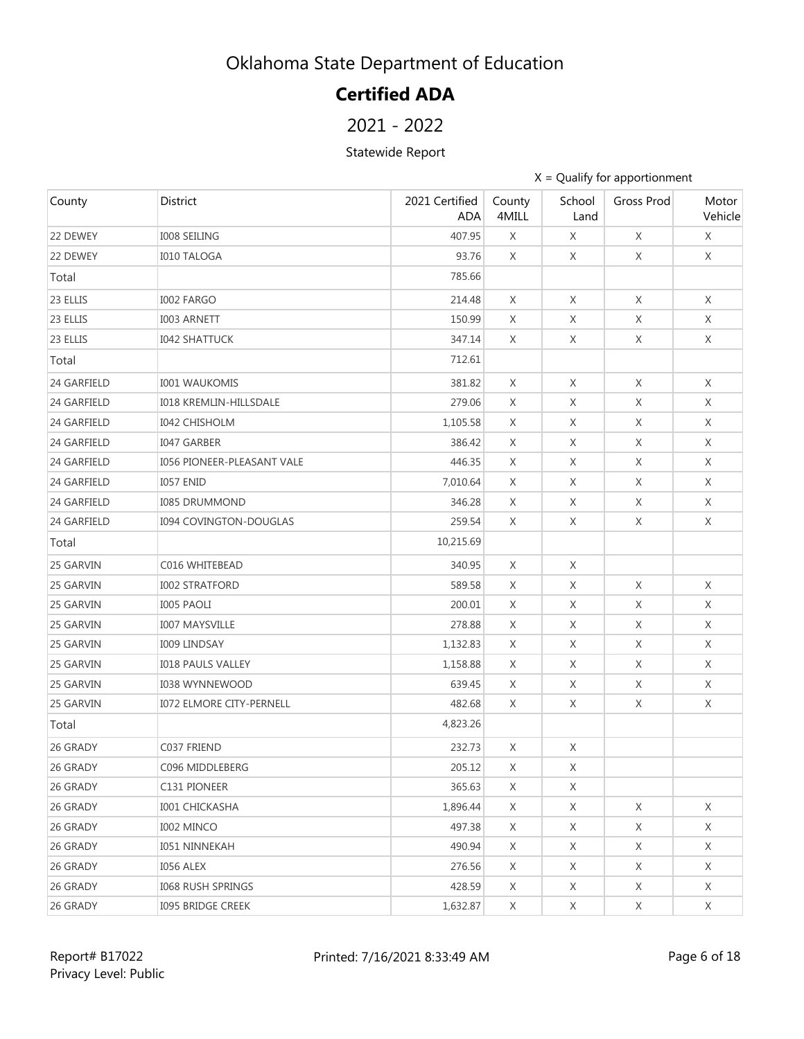# Oklahoma State Department of Education

## Certified ADA

## 2021 - 2022

### Statewide Report

X = Qualify for apportionment

| County | District | 2021 Certified ADA | County 4MILL | School Land | Gross Prod | Motor Vehicle |
|---|---|---|---|---|---|---|
| 22 DEWEY | I008 SEILING | 407.95 | X | X | X | X |
| 22 DEWEY | I010 TALOGA | 93.76 | X | X | X | X |
| Total | | 785.66 | | | | |
| 23 ELLIS | I002 FARGO | 214.48 | X | X | X | X |
| 23 ELLIS | I003 ARNETT | 150.99 | X | X | X | X |
| 23 ELLIS | I042 SHATTUCK | 347.14 | X | X | X | X |
| Total | | 712.61 | | | | |
| 24 GARFIELD | I001 WAUKOMIS | 381.82 | X | X | X | X |
| 24 GARFIELD | I018 KREMLIN-HILLSDALE | 279.06 | X | X | X | X |
| 24 GARFIELD | I042 CHISHOLM | 1,105.58 | X | X | X | X |
| 24 GARFIELD | I047 GARBER | 386.42 | X | X | X | X |
| 24 GARFIELD | I056 PIONEER-PLEASANT VALE | 446.35 | X | X | X | X |
| 24 GARFIELD | I057 ENID | 7,010.64 | X | X | X | X |
| 24 GARFIELD | I085 DRUMMOND | 346.28 | X | X | X | X |
| 24 GARFIELD | I094 COVINGTON-DOUGLAS | 259.54 | X | X | X | X |
| Total | | 10,215.69 | | | | |
| 25 GARVIN | C016 WHITEBEAD | 340.95 | X | X | | |
| 25 GARVIN | I002 STRATFORD | 589.58 | X | X | X | X |
| 25 GARVIN | I005 PAOLI | 200.01 | X | X | X | X |
| 25 GARVIN | I007 MAYSVILLE | 278.88 | X | X | X | X |
| 25 GARVIN | I009 LINDSAY | 1,132.83 | X | X | X | X |
| 25 GARVIN | I018 PAULS VALLEY | 1,158.88 | X | X | X | X |
| 25 GARVIN | I038 WYNNEWOOD | 639.45 | X | X | X | X |
| 25 GARVIN | I072 ELMORE CITY-PERNELL | 482.68 | X | X | X | X |
| Total | | 4,823.26 | | | | |
| 26 GRADY | C037 FRIEND | 232.73 | X | X | | |
| 26 GRADY | C096 MIDDLEBERG | 205.12 | X | X | | |
| 26 GRADY | C131 PIONEER | 365.63 | X | X | | |
| 26 GRADY | I001 CHICKASHA | 1,896.44 | X | X | X | X |
| 26 GRADY | I002 MINCO | 497.38 | X | X | X | X |
| 26 GRADY | I051 NINNEKAH | 490.94 | X | X | X | X |
| 26 GRADY | I056 ALEX | 276.56 | X | X | X | X |
| 26 GRADY | I068 RUSH SPRINGS | 428.59 | X | X | X | X |
| 26 GRADY | I095 BRIDGE CREEK | 1,632.87 | X | X | X | X |

Report# B17022
Privacy Level: Public

Printed: 7/16/2021 8:33:49 AM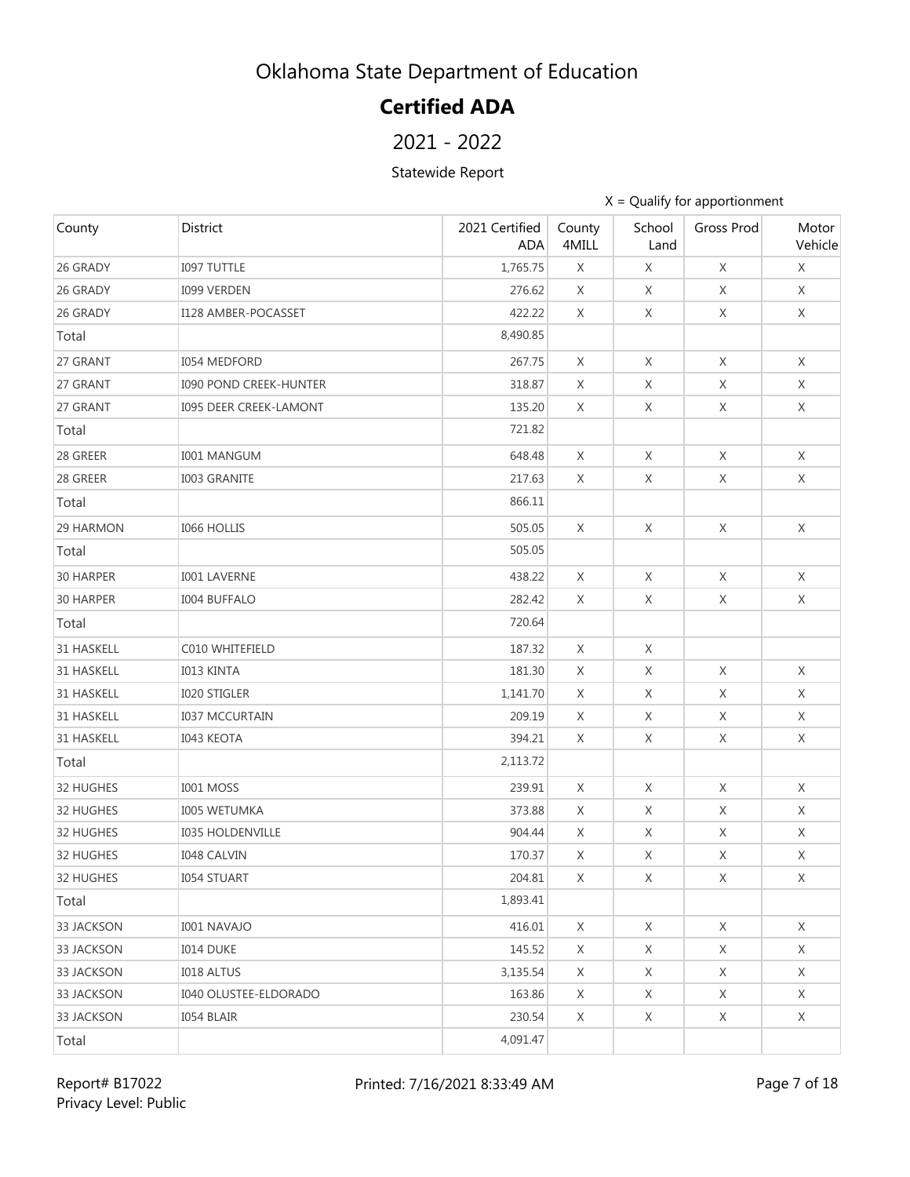# Oklahoma State Department of Education

## Certified ADA

## 2021 - 2022

Statewide Report

X = Qualify for apportionment

| County | District | 2021 Certified ADA | County 4MILL | School Land | Gross Prod | Motor Vehicle |
|---|---|---|---|---|---|---|
| 26 GRADY | I097 TUTTLE | 1,765.75 | X | X | X | X |
| 26 GRADY | I099 VERDEN | 276.62 | X | X | X | X |
| 26 GRADY | I128 AMBER-POCASSET | 422.22 | X | X | X | X |
| Total | | 8,490.85 | | | | |
| 27 GRANT | I054 MEDFORD | 267.75 | X | X | X | X |
| 27 GRANT | I090 POND CREEK-HUNTER | 318.87 | X | X | X | X |
| 27 GRANT | I095 DEER CREEK-LAMONT | 135.20 | X | X | X | X |
| Total | | 721.82 | | | | |
| 28 GREER | I001 MANGUM | 648.48 | X | X | X | X |
| 28 GREER | I003 GRANITE | 217.63 | X | X | X | X |
| Total | | 866.11 | | | | |
| 29 HARMON | I066 HOLLIS | 505.05 | X | X | X | X |
| Total | | 505.05 | | | | |
| 30 HARPER | I001 LAVERNE | 438.22 | X | X | X | X |
| 30 HARPER | I004 BUFFALO | 282.42 | X | X | X | X |
| Total | | 720.64 | | | | |
| 31 HASKELL | C010 WHITEFIELD | 187.32 | X | X | | |
| 31 HASKELL | I013 KINTA | 181.30 | X | X | X | X |
| 31 HASKELL | I020 STIGLER | 1,141.70 | X | X | X | X |
| 31 HASKELL | I037 MCCURTAIN | 209.19 | X | X | X | X |
| 31 HASKELL | I043 KEOTA | 394.21 | X | X | X | X |
| Total | | 2,113.72 | | | | |
| 32 HUGHES | I001 MOSS | 239.91 | X | X | X | X |
| 32 HUGHES | I005 WETUMKA | 373.88 | X | X | X | X |
| 32 HUGHES | I035 HOLDENVILLE | 904.44 | X | X | X | X |
| 32 HUGHES | I048 CALVIN | 170.37 | X | X | X | X |
| 32 HUGHES | I054 STUART | 204.81 | X | X | X | X |
| Total | | 1,893.41 | | | | |
| 33 JACKSON | I001 NAVAJO | 416.01 | X | X | X | X |
| 33 JACKSON | I014 DUKE | 145.52 | X | X | X | X |
| 33 JACKSON | I018 ALTUS | 3,135.54 | X | X | X | X |
| 33 JACKSON | I040 OLUSTEE-ELDORADO | 163.86 | X | X | X | X |
| 33 JACKSON | I054 BLAIR | 230.54 | X | X | X | X |
| Total | | 4,091.47 | | | | |

Report# B17022
Privacy Level: Public

Printed: 7/16/2021 8:33:49 AM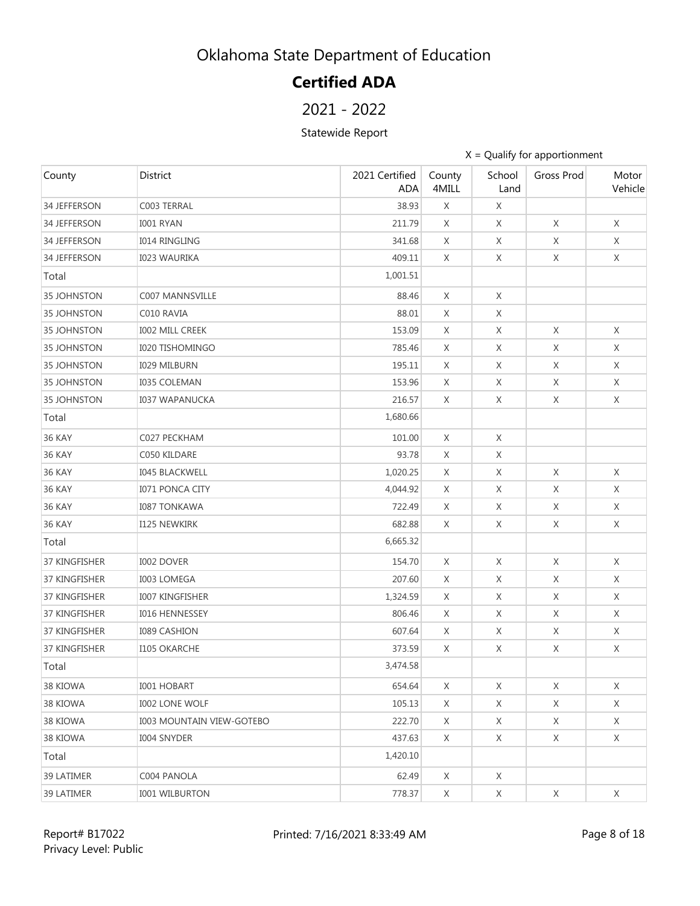# Oklahoma State Department of Education

## Certified ADA

## 2021 - 2022

### Statewide Report

X = Qualify for apportionment

| County | District | 2021 Certified ADA | County 4MILL | School Land | Gross Prod | Motor Vehicle |
|---|---|---|---|---|---|---|
| 34 JEFFERSON | C003 TERRAL | 38.93 | X | X | | |
| 34 JEFFERSON | I001 RYAN | 211.79 | X | X | X | X |
| 34 JEFFERSON | I014 RINGLING | 341.68 | X | X | X | X |
| 34 JEFFERSON | I023 WAURIKA | 409.11 | X | X | X | X |
| Total | | 1,001.51 | | | | |
| 35 JOHNSTON | C007 MANNSVILLE | 88.46 | X | X | | |
| 35 JOHNSTON | C010 RAVIA | 88.01 | X | X | | |
| 35 JOHNSTON | I002 MILL CREEK | 153.09 | X | X | X | X |
| 35 JOHNSTON | I020 TISHOMINGO | 785.46 | X | X | X | X |
| 35 JOHNSTON | I029 MILBURN | 195.11 | X | X | X | X |
| 35 JOHNSTON | I035 COLEMAN | 153.96 | X | X | X | X |
| 35 JOHNSTON | I037 WAPANUCKA | 216.57 | X | X | X | X |
| Total | | 1,680.66 | | | | |
| 36 KAY | C027 PECKHAM | 101.00 | X | X | | |
| 36 KAY | C050 KILDARE | 93.78 | X | X | | |
| 36 KAY | I045 BLACKWELL | 1,020.25 | X | X | X | X |
| 36 KAY | I071 PONCA CITY | 4,044.92 | X | X | X | X |
| 36 KAY | I087 TONKAWA | 722.49 | X | X | X | X |
| 36 KAY | I125 NEWKIRK | 682.88 | X | X | X | X |
| Total | | 6,665.32 | | | | |
| 37 KINGFISHER | I002 DOVER | 154.70 | X | X | X | X |
| 37 KINGFISHER | I003 LOMEGA | 207.60 | X | X | X | X |
| 37 KINGFISHER | I007 KINGFISHER | 1,324.59 | X | X | X | X |
| 37 KINGFISHER | I016 HENNESSEY | 806.46 | X | X | X | X |
| 37 KINGFISHER | I089 CASHION | 607.64 | X | X | X | X |
| 37 KINGFISHER | I105 OKARCHE | 373.59 | X | X | X | X |
| Total | | 3,474.58 | | | | |
| 38 KIOWA | I001 HOBART | 654.64 | X | X | X | X |
| 38 KIOWA | I002 LONE WOLF | 105.13 | X | X | X | X |
| 38 KIOWA | I003 MOUNTAIN VIEW-GOTEBO | 222.70 | X | X | X | X |
| 38 KIOWA | I004 SNYDER | 437.63 | X | X | X | X |
| Total | | 1,420.10 | | | | |
| 39 LATIMER | C004 PANOLA | 62.49 | X | X | | |
| 39 LATIMER | I001 WILBURTON | 778.37 | X | X | X | X |

Report# B17022
Privacy Level: Public

Printed: 7/16/2021 8:33:49 AM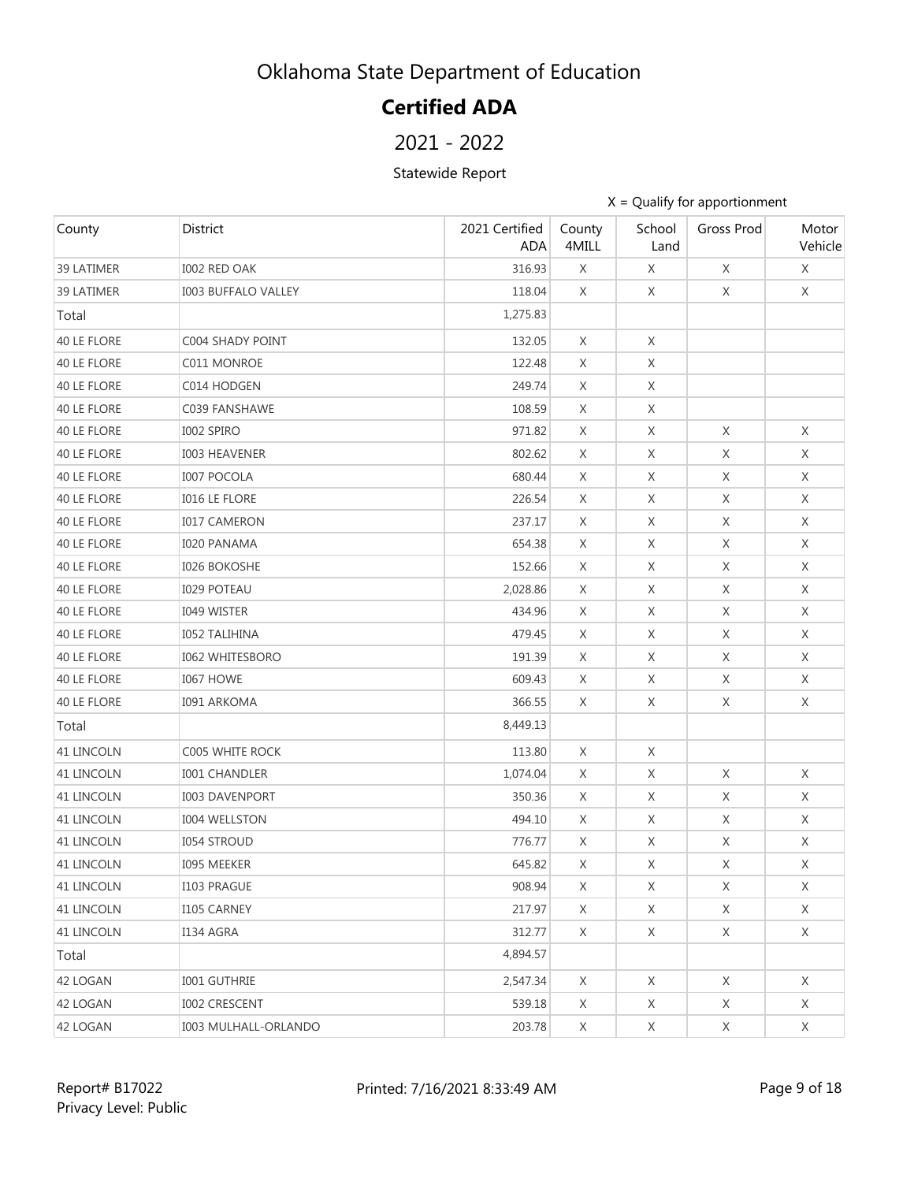# Oklahoma State Department of Education

## Certified ADA

2021 - 2022

Statewide Report

X = Qualify for apportionment

| County | District | 2021 Certified ADA | County 4MILL | School Land | Gross Prod | Motor Vehicle |
|---|---|---|---|---|---|---|
| 39 LATIMER | I002 RED OAK | 316.93 | X | X | X | X |
| 39 LATIMER | I003 BUFFALO VALLEY | 118.04 | X | X | X | X |
| Total | | 1,275.83 | | | | |
| 40 LE FLORE | C004 SHADY POINT | 132.05 | X | X | | |
| 40 LE FLORE | C011 MONROE | 122.48 | X | X | | |
| 40 LE FLORE | C014 HODGEN | 249.74 | X | X | | |
| 40 LE FLORE | C039 FANSHAWE | 108.59 | X | X | | |
| 40 LE FLORE | I002 SPIRO | 971.82 | X | X | X | X |
| 40 LE FLORE | I003 HEAVENER | 802.62 | X | X | X | X |
| 40 LE FLORE | I007 POCOLA | 680.44 | X | X | X | X |
| 40 LE FLORE | I016 LE FLORE | 226.54 | X | X | X | X |
| 40 LE FLORE | I017 CAMERON | 237.17 | X | X | X | X |
| 40 LE FLORE | I020 PANAMA | 654.38 | X | X | X | X |
| 40 LE FLORE | I026 BOKOSHE | 152.66 | X | X | X | X |
| 40 LE FLORE | I029 POTEAU | 2,028.86 | X | X | X | X |
| 40 LE FLORE | I049 WISTER | 434.96 | X | X | X | X |
| 40 LE FLORE | I052 TALIHINA | 479.45 | X | X | X | X |
| 40 LE FLORE | I062 WHITESBORO | 191.39 | X | X | X | X |
| 40 LE FLORE | I067 HOWE | 609.43 | X | X | X | X |
| 40 LE FLORE | I091 ARKOMA | 366.55 | X | X | X | X |
| Total | | 8,449.13 | | | | |
| 41 LINCOLN | C005 WHITE ROCK | 113.80 | X | X | | |
| 41 LINCOLN | I001 CHANDLER | 1,074.04 | X | X | X | X |
| 41 LINCOLN | I003 DAVENPORT | 350.36 | X | X | X | X |
| 41 LINCOLN | I004 WELLSTON | 494.10 | X | X | X | X |
| 41 LINCOLN | I054 STROUD | 776.77 | X | X | X | X |
| 41 LINCOLN | I095 MEEKER | 645.82 | X | X | X | X |
| 41 LINCOLN | I103 PRAGUE | 908.94 | X | X | X | X |
| 41 LINCOLN | I105 CARNEY | 217.97 | X | X | X | X |
| 41 LINCOLN | I134 AGRA | 312.77 | X | X | X | X |
| Total | | 4,894.57 | | | | |
| 42 LOGAN | I001 GUTHRIE | 2,547.34 | X | X | X | X |
| 42 LOGAN | I002 CRESCENT | 539.18 | X | X | X | X |
| 42 LOGAN | I003 MULHALL-ORLANDO | 203.78 | X | X | X | X |

Report# B17022
Privacy Level: Public

Printed: 7/16/2021 8:33:49 AM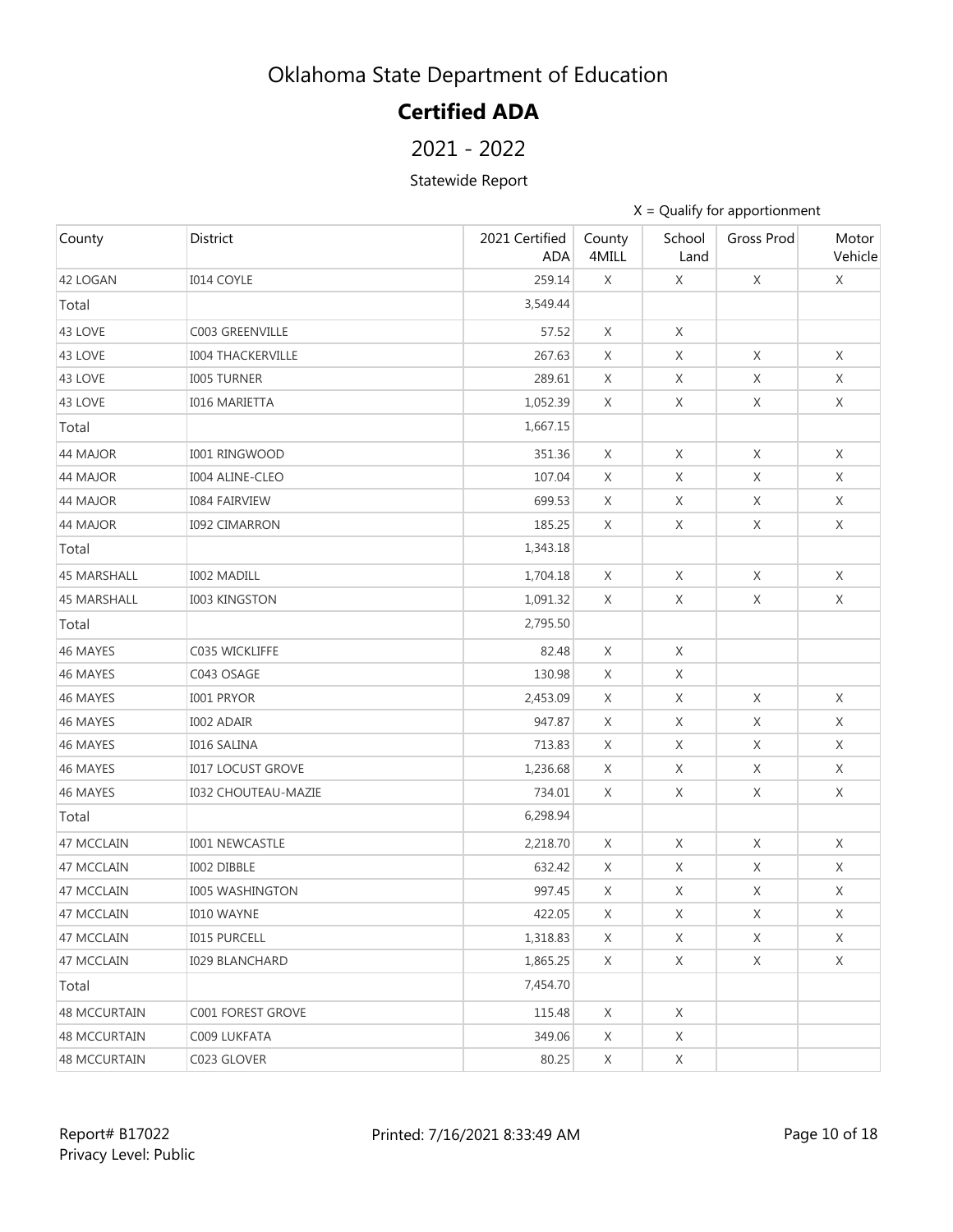# Oklahoma State Department of Education

## Certified ADA

## 2021 - 2022

Statewide Report

X = Qualify for apportionment

| County | District | 2021 Certified ADA | County 4MILL | School Land | Gross Prod | Motor Vehicle |
|---|---|---|---|---|---|---|
| 42 LOGAN | I014 COYLE | 259.14 | X | X | X | X |
| Total | | 3,549.44 | | | | |
| 43 LOVE | C003 GREENVILLE | 57.52 | X | X | | |
| 43 LOVE | I004 THACKERVILLE | 267.63 | X | X | X | X |
| 43 LOVE | I005 TURNER | 289.61 | X | X | X | X |
| 43 LOVE | I016 MARIETTA | 1,052.39 | X | X | X | X |
| Total | | 1,667.15 | | | | |
| 44 MAJOR | I001 RINGWOOD | 351.36 | X | X | X | X |
| 44 MAJOR | I004 ALINE-CLEO | 107.04 | X | X | X | X |
| 44 MAJOR | I084 FAIRVIEW | 699.53 | X | X | X | X |
| 44 MAJOR | I092 CIMARRON | 185.25 | X | X | X | X |
| Total | | 1,343.18 | | | | |
| 45 MARSHALL | I002 MADILL | 1,704.18 | X | X | X | X |
| 45 MARSHALL | I003 KINGSTON | 1,091.32 | X | X | X | X |
| Total | | 2,795.50 | | | | |
| 46 MAYES | C035 WICKLIFFE | 82.48 | X | X | | |
| 46 MAYES | C043 OSAGE | 130.98 | X | X | | |
| 46 MAYES | I001 PRYOR | 2,453.09 | X | X | X | X |
| 46 MAYES | I002 ADAIR | 947.87 | X | X | X | X |
| 46 MAYES | I016 SALINA | 713.83 | X | X | X | X |
| 46 MAYES | I017 LOCUST GROVE | 1,236.68 | X | X | X | X |
| 46 MAYES | I032 CHOUTEAU-MAZIE | 734.01 | X | X | X | X |
| Total | | 6,298.94 | | | | |
| 47 MCCLAIN | I001 NEWCASTLE | 2,218.70 | X | X | X | X |
| 47 MCCLAIN | I002 DIBBLE | 632.42 | X | X | X | X |
| 47 MCCLAIN | I005 WASHINGTON | 997.45 | X | X | X | X |
| 47 MCCLAIN | I010 WAYNE | 422.05 | X | X | X | X |
| 47 MCCLAIN | I015 PURCELL | 1,318.83 | X | X | X | X |
| 47 MCCLAIN | I029 BLANCHARD | 1,865.25 | X | X | X | X |
| Total | | 7,454.70 | | | | |
| 48 MCCURTAIN | C001 FOREST GROVE | 115.48 | X | X | | |
| 48 MCCURTAIN | C009 LUKFATA | 349.06 | X | X | | |
| 48 MCCURTAIN | C023 GLOVER | 80.25 | X | X | | |

Report# B17022
Privacy Level: Public

Printed: 7/16/2021 8:33:49 AM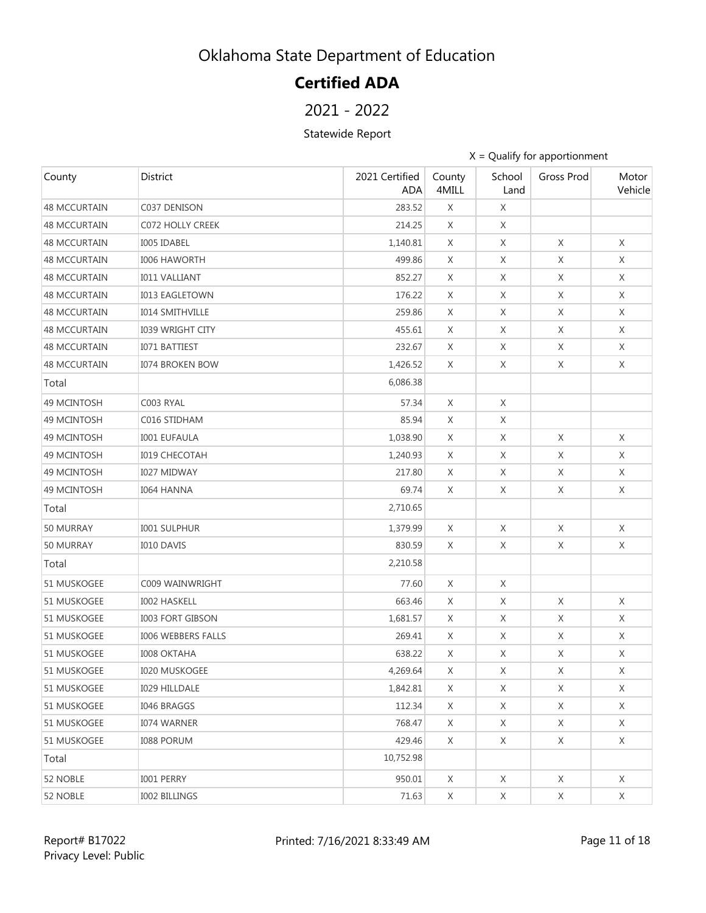# Oklahoma State Department of Education

## Certified ADA

## 2021 - 2022

### Statewide Report

X = Qualify for apportionment

| County | District | 2021 Certified ADA | County 4MILL | School Land | Gross Prod | Motor Vehicle |
|---|---|---|---|---|---|---|
| 48 MCCURTAIN | C037 DENISON | 283.52 | X | X | | |
| 48 MCCURTAIN | C072 HOLLY CREEK | 214.25 | X | X | | |
| 48 MCCURTAIN | I005 IDABEL | 1,140.81 | X | X | X | X |
| 48 MCCURTAIN | I006 HAWORTH | 499.86 | X | X | X | X |
| 48 MCCURTAIN | I011 VALLIANT | 852.27 | X | X | X | X |
| 48 MCCURTAIN | I013 EAGLETOWN | 176.22 | X | X | X | X |
| 48 MCCURTAIN | I014 SMITHVILLE | 259.86 | X | X | X | X |
| 48 MCCURTAIN | I039 WRIGHT CITY | 455.61 | X | X | X | X |
| 48 MCCURTAIN | I071 BATTIEST | 232.67 | X | X | X | X |
| 48 MCCURTAIN | I074 BROKEN BOW | 1,426.52 | X | X | X | X |
| Total | | 6,086.38 | | | | |
| 49 MCINTOSH | C003 RYAL | 57.34 | X | X | | |
| 49 MCINTOSH | C016 STIDHAM | 85.94 | X | X | | |
| 49 MCINTOSH | I001 EUFAULA | 1,038.90 | X | X | X | X |
| 49 MCINTOSH | I019 CHECOTAH | 1,240.93 | X | X | X | X |
| 49 MCINTOSH | I027 MIDWAY | 217.80 | X | X | X | X |
| 49 MCINTOSH | I064 HANNA | 69.74 | X | X | X | X |
| Total | | 2,710.65 | | | | |
| 50 MURRAY | I001 SULPHUR | 1,379.99 | X | X | X | X |
| 50 MURRAY | I010 DAVIS | 830.59 | X | X | X | X |
| Total | | 2,210.58 | | | | |
| 51 MUSKOGEE | C009 WAINWRIGHT | 77.60 | X | X | | |
| 51 MUSKOGEE | I002 HASKELL | 663.46 | X | X | X | X |
| 51 MUSKOGEE | I003 FORT GIBSON | 1,681.57 | X | X | X | X |
| 51 MUSKOGEE | I006 WEBBERS FALLS | 269.41 | X | X | X | X |
| 51 MUSKOGEE | I008 OKTAHA | 638.22 | X | X | X | X |
| 51 MUSKOGEE | I020 MUSKOGEE | 4,269.64 | X | X | X | X |
| 51 MUSKOGEE | I029 HILLDALE | 1,842.81 | X | X | X | X |
| 51 MUSKOGEE | I046 BRAGGS | 112.34 | X | X | X | X |
| 51 MUSKOGEE | I074 WARNER | 768.47 | X | X | X | X |
| 51 MUSKOGEE | I088 PORUM | 429.46 | X | X | X | X |
| Total | | 10,752.98 | | | | |
| 52 NOBLE | I001 PERRY | 950.01 | X | X | X | X |
| 52 NOBLE | I002 BILLINGS | 71.63 | X | X | X | X |

Report# B17022
Privacy Level: Public

Printed: 7/16/2021 8:33:49 AM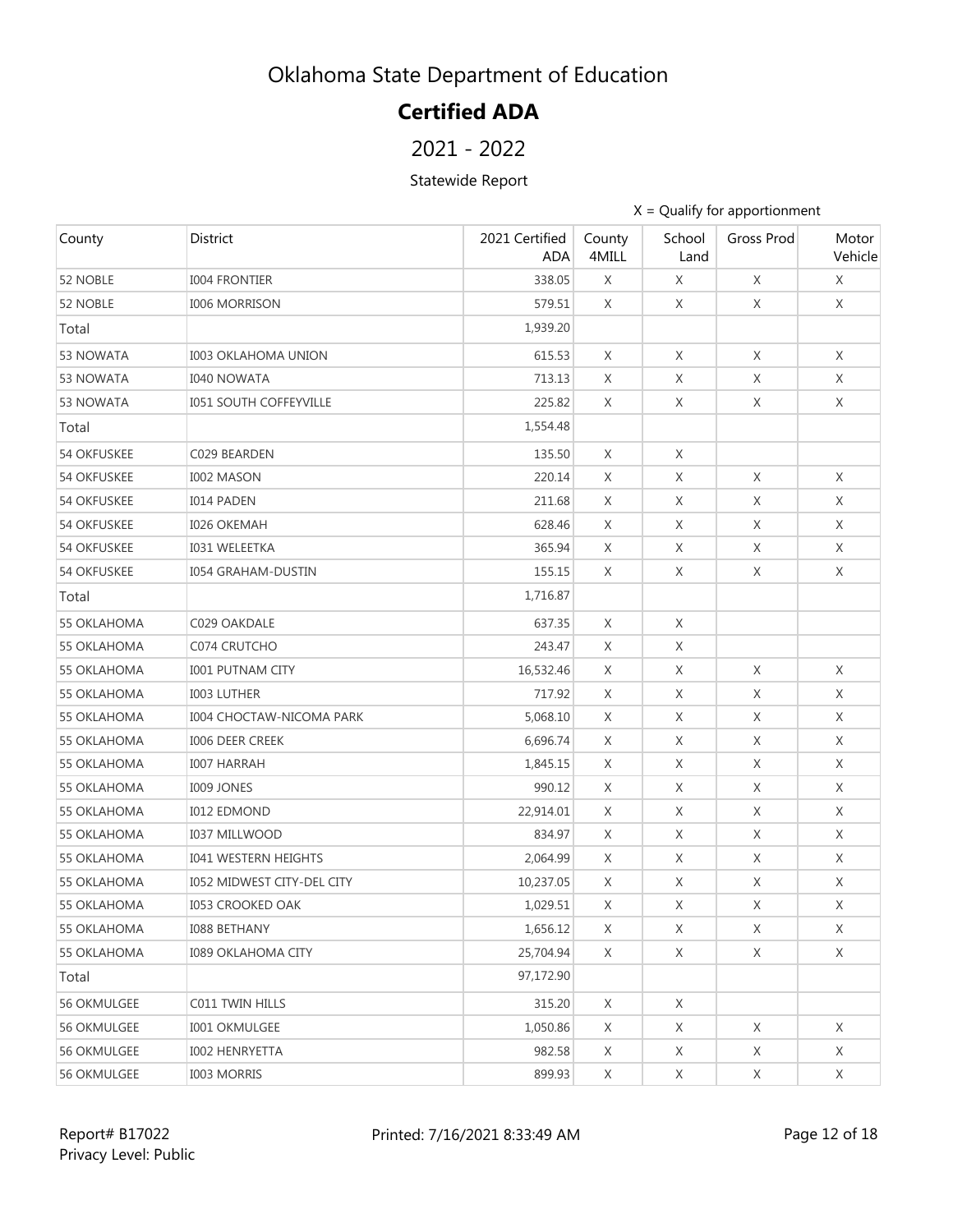# Oklahoma State Department of Education

## Certified ADA

## 2021 - 2022

### Statewide Report

X = Qualify for apportionment

| County | District | 2021 Certified ADA | County 4MILL | School Land | Gross Prod | Motor Vehicle |
|---|---|---|---|---|---|---|
| 52 NOBLE | I004 FRONTIER | 338.05 | X | X | X | X |
| 52 NOBLE | I006 MORRISON | 579.51 | X | X | X | X |
| Total | | 1,939.20 | | | | |
| 53 NOWATA | I003 OKLAHOMA UNION | 615.53 | X | X | X | X |
| 53 NOWATA | I040 NOWATA | 713.13 | X | X | X | X |
| 53 NOWATA | I051 SOUTH COFFEYVILLE | 225.82 | X | X | X | X |
| Total | | 1,554.48 | | | | |
| 54 OKFUSKEE | C029 BEARDEN | 135.50 | X | X | | |
| 54 OKFUSKEE | I002 MASON | 220.14 | X | X | X | X |
| 54 OKFUSKEE | I014 PADEN | 211.68 | X | X | X | X |
| 54 OKFUSKEE | I026 OKEMAH | 628.46 | X | X | X | X |
| 54 OKFUSKEE | I031 WELEETKA | 365.94 | X | X | X | X |
| 54 OKFUSKEE | I054 GRAHAM-DUSTIN | 155.15 | X | X | X | X |
| Total | | 1,716.87 | | | | |
| 55 OKLAHOMA | C029 OAKDALE | 637.35 | X | X | | |
| 55 OKLAHOMA | C074 CRUTCHO | 243.47 | X | X | | |
| 55 OKLAHOMA | I001 PUTNAM CITY | 16,532.46 | X | X | X | X |
| 55 OKLAHOMA | I003 LUTHER | 717.92 | X | X | X | X |
| 55 OKLAHOMA | I004 CHOCTAW-NICOMA PARK | 5,068.10 | X | X | X | X |
| 55 OKLAHOMA | I006 DEER CREEK | 6,696.74 | X | X | X | X |
| 55 OKLAHOMA | I007 HARRAH | 1,845.15 | X | X | X | X |
| 55 OKLAHOMA | I009 JONES | 990.12 | X | X | X | X |
| 55 OKLAHOMA | I012 EDMOND | 22,914.01 | X | X | X | X |
| 55 OKLAHOMA | I037 MILLWOOD | 834.97 | X | X | X | X |
| 55 OKLAHOMA | I041 WESTERN HEIGHTS | 2,064.99 | X | X | X | X |
| 55 OKLAHOMA | I052 MIDWEST CITY-DEL CITY | 10,237.05 | X | X | X | X |
| 55 OKLAHOMA | I053 CROOKED OAK | 1,029.51 | X | X | X | X |
| 55 OKLAHOMA | I088 BETHANY | 1,656.12 | X | X | X | X |
| 55 OKLAHOMA | I089 OKLAHOMA CITY | 25,704.94 | X | X | X | X |
| Total | | 97,172.90 | | | | |
| 56 OKMULGEE | C011 TWIN HILLS | 315.20 | X | X | | |
| 56 OKMULGEE | I001 OKMULGEE | 1,050.86 | X | X | X | X |
| 56 OKMULGEE | I002 HENRYETTA | 982.58 | X | X | X | X |
| 56 OKMULGEE | I003 MORRIS | 899.93 | X | X | X | X |

Report# B17022
Privacy Level: Public

Printed: 7/16/2021 8:33:49 AM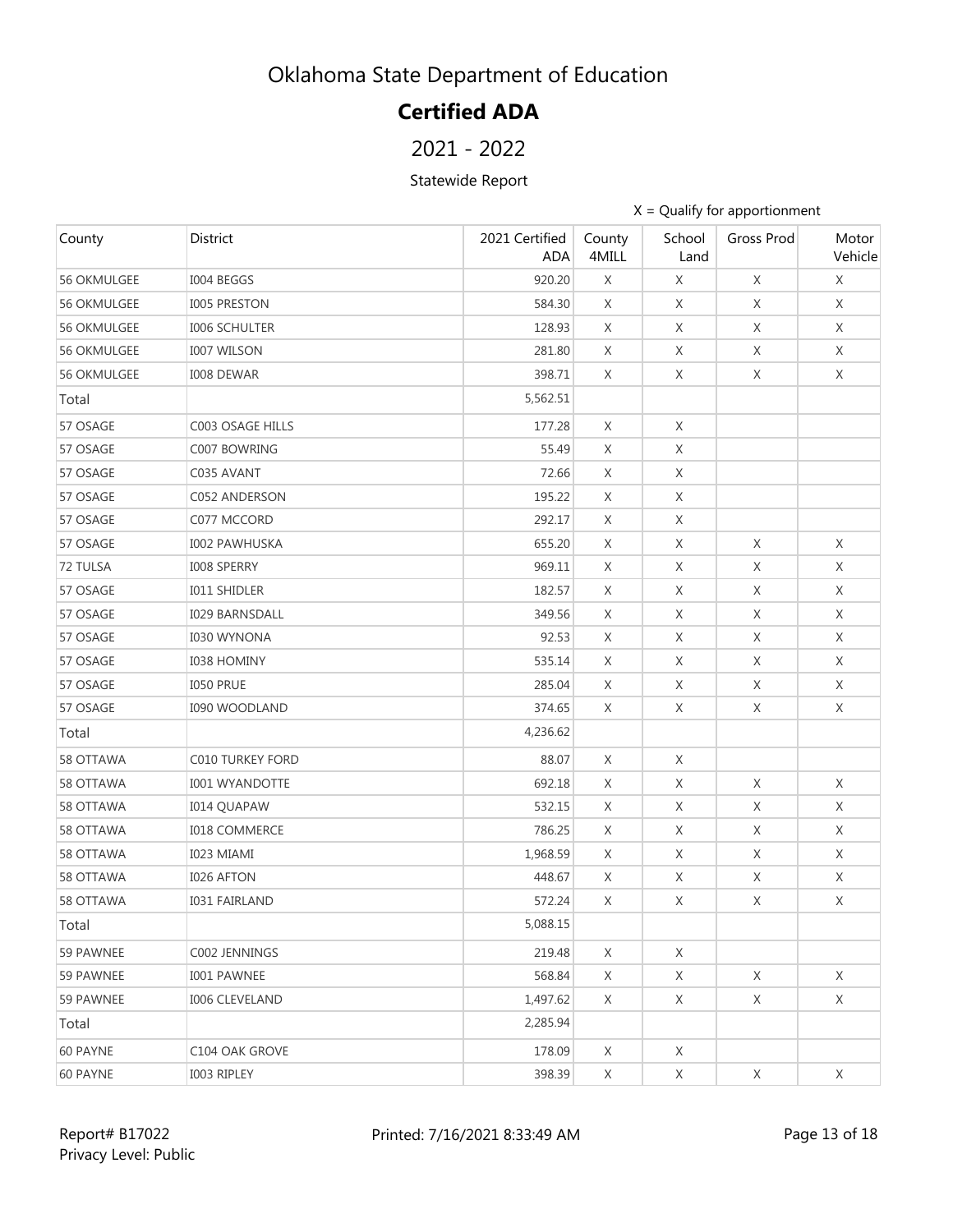# Oklahoma State Department of Education

## Certified ADA

## 2021 - 2022

Statewide Report

X = Qualify for apportionment

| County | District | 2021 Certified ADA | County 4MILL | School Land | Gross Prod | Motor Vehicle |
|---|---|---|---|---|---|---|
| 56 OKMULGEE | I004 BEGGS | 920.20 | X | X | X | X |
| 56 OKMULGEE | I005 PRESTON | 584.30 | X | X | X | X |
| 56 OKMULGEE | I006 SCHULTER | 128.93 | X | X | X | X |
| 56 OKMULGEE | I007 WILSON | 281.80 | X | X | X | X |
| 56 OKMULGEE | I008 DEWAR | 398.71 | X | X | X | X |
| Total | | 5,562.51 | | | | |
| 57 OSAGE | C003 OSAGE HILLS | 177.28 | X | X | | |
| 57 OSAGE | C007 BOWRING | 55.49 | X | X | | |
| 57 OSAGE | C035 AVANT | 72.66 | X | X | | |
| 57 OSAGE | C052 ANDERSON | 195.22 | X | X | | |
| 57 OSAGE | C077 MCCORD | 292.17 | X | X | | |
| 57 OSAGE | I002 PAWHUSKA | 655.20 | X | X | X | X |
| 72 TULSA | I008 SPERRY | 969.11 | X | X | X | X |
| 57 OSAGE | I011 SHIDLER | 182.57 | X | X | X | X |
| 57 OSAGE | I029 BARNSDALL | 349.56 | X | X | X | X |
| 57 OSAGE | I030 WYNONA | 92.53 | X | X | X | X |
| 57 OSAGE | I038 HOMINY | 535.14 | X | X | X | X |
| 57 OSAGE | I050 PRUE | 285.04 | X | X | X | X |
| 57 OSAGE | I090 WOODLAND | 374.65 | X | X | X | X |
| Total | | 4,236.62 | | | | |
| 58 OTTAWA | C010 TURKEY FORD | 88.07 | X | X | | |
| 58 OTTAWA | I001 WYANDOTTE | 692.18 | X | X | X | X |
| 58 OTTAWA | I014 QUAPAW | 532.15 | X | X | X | X |
| 58 OTTAWA | I018 COMMERCE | 786.25 | X | X | X | X |
| 58 OTTAWA | I023 MIAMI | 1,968.59 | X | X | X | X |
| 58 OTTAWA | I026 AFTON | 448.67 | X | X | X | X |
| 58 OTTAWA | I031 FAIRLAND | 572.24 | X | X | X | X |
| Total | | 5,088.15 | | | | |
| 59 PAWNEE | C002 JENNINGS | 219.48 | X | X | | |
| 59 PAWNEE | I001 PAWNEE | 568.84 | X | X | X | X |
| 59 PAWNEE | I006 CLEVELAND | 1,497.62 | X | X | X | X |
| Total | | 2,285.94 | | | | |
| 60 PAYNE | C104 OAK GROVE | 178.09 | X | X | | |
| 60 PAYNE | I003 RIPLEY | 398.39 | X | X | X | X |

Report# B17022
Privacy Level: Public

Printed: 7/16/2021 8:33:49 AM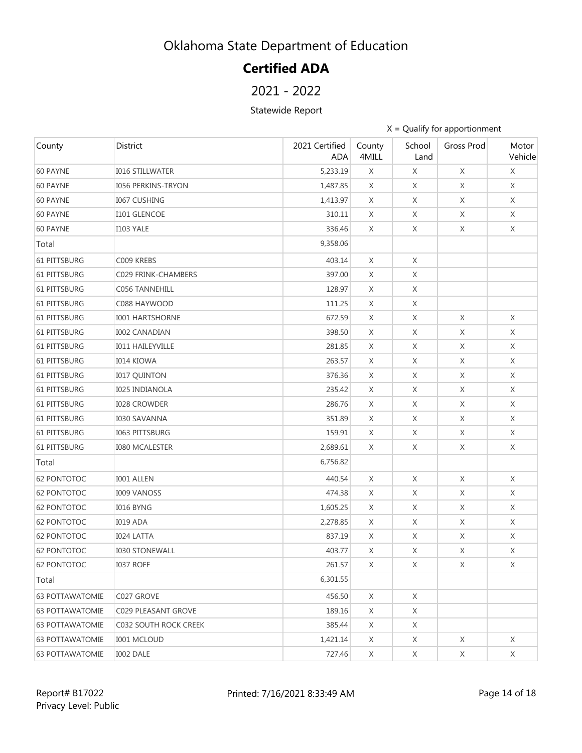# Oklahoma State Department of Education

## Certified ADA

## 2021 - 2022

Statewide Report

X = Qualify for apportionment

| County | District | 2021 Certified ADA | County 4MILL | School Land | Gross Prod | Motor Vehicle |
|---|---|---|---|---|---|---|
| 60 PAYNE | I016 STILLWATER | 5,233.19 | X | X | X | X |
| 60 PAYNE | I056 PERKINS-TRYON | 1,487.85 | X | X | X | X |
| 60 PAYNE | I067 CUSHING | 1,413.97 | X | X | X | X |
| 60 PAYNE | I101 GLENCOE | 310.11 | X | X | X | X |
| 60 PAYNE | I103 YALE | 336.46 | X | X | X | X |
| Total | | 9,358.06 | | | | |
| 61 PITTSBURG | C009 KREBS | 403.14 | X | X | | |
| 61 PITTSBURG | C029 FRINK-CHAMBERS | 397.00 | X | X | | |
| 61 PITTSBURG | C056 TANNEHILL | 128.97 | X | X | | |
| 61 PITTSBURG | C088 HAYWOOD | 111.25 | X | X | | |
| 61 PITTSBURG | I001 HARTSHORNE | 672.59 | X | X | X | X |
| 61 PITTSBURG | I002 CANADIAN | 398.50 | X | X | X | X |
| 61 PITTSBURG | I011 HAILEYVILLE | 281.85 | X | X | X | X |
| 61 PITTSBURG | I014 KIOWA | 263.57 | X | X | X | X |
| 61 PITTSBURG | I017 QUINTON | 376.36 | X | X | X | X |
| 61 PITTSBURG | I025 INDIANOLA | 235.42 | X | X | X | X |
| 61 PITTSBURG | I028 CROWDER | 286.76 | X | X | X | X |
| 61 PITTSBURG | I030 SAVANNA | 351.89 | X | X | X | X |
| 61 PITTSBURG | I063 PITTSBURG | 159.91 | X | X | X | X |
| 61 PITTSBURG | I080 MCALESTER | 2,689.61 | X | X | X | X |
| Total | | 6,756.82 | | | | |
| 62 PONTOTOC | I001 ALLEN | 440.54 | X | X | X | X |
| 62 PONTOTOC | I009 VANOSS | 474.38 | X | X | X | X |
| 62 PONTOTOC | I016 BYNG | 1,605.25 | X | X | X | X |
| 62 PONTOTOC | I019 ADA | 2,278.85 | X | X | X | X |
| 62 PONTOTOC | I024 LATTA | 837.19 | X | X | X | X |
| 62 PONTOTOC | I030 STONEWALL | 403.77 | X | X | X | X |
| 62 PONTOTOC | I037 ROFF | 261.57 | X | X | X | X |
| Total | | 6,301.55 | | | | |
| 63 POTTAWATOMIE | C027 GROVE | 456.50 | X | X | | |
| 63 POTTAWATOMIE | C029 PLEASANT GROVE | 189.16 | X | X | | |
| 63 POTTAWATOMIE | C032 SOUTH ROCK CREEK | 385.44 | X | X | | |
| 63 POTTAWATOMIE | I001 MCLOUD | 1,421.14 | X | X | X | X |
| 63 POTTAWATOMIE | I002 DALE | 727.46 | X | X | X | X |

Report# B17022
Privacy Level: Public

Printed: 7/16/2021 8:33:49 AM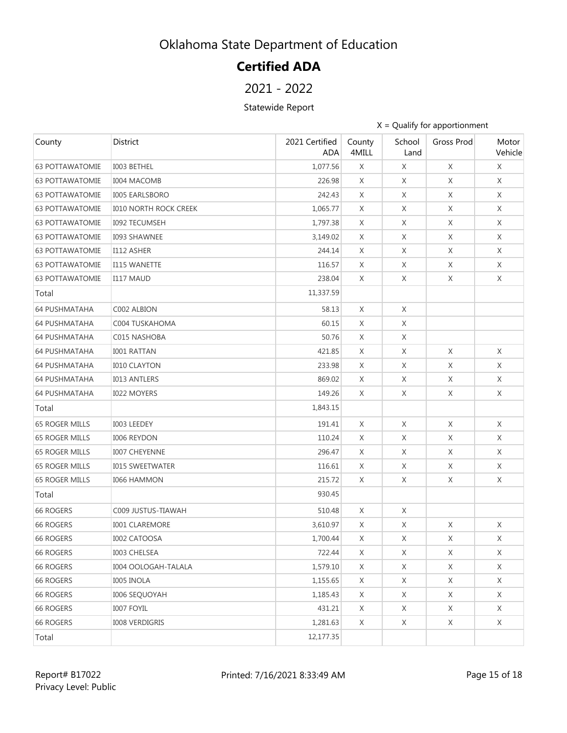# Oklahoma State Department of Education

## Certified ADA

### 2021 - 2022

Statewide Report

X = Qualify for apportionment

| County | District | 2021 Certified ADA | County 4MILL | School Land | Gross Prod | Motor Vehicle |
|---|---|---|---|---|---|---|
| 63 POTTAWATOMIE | I003 BETHEL | 1,077.56 | X | X | X | X |
| 63 POTTAWATOMIE | I004 MACOMB | 226.98 | X | X | X | X |
| 63 POTTAWATOMIE | I005 EARLSBORO | 242.43 | X | X | X | X |
| 63 POTTAWATOMIE | I010 NORTH ROCK CREEK | 1,065.77 | X | X | X | X |
| 63 POTTAWATOMIE | I092 TECUMSEH | 1,797.38 | X | X | X | X |
| 63 POTTAWATOMIE | I093 SHAWNEE | 3,149.02 | X | X | X | X |
| 63 POTTAWATOMIE | I112 ASHER | 244.14 | X | X | X | X |
| 63 POTTAWATOMIE | I115 WANETTE | 116.57 | X | X | X | X |
| 63 POTTAWATOMIE | I117 MAUD | 238.04 | X | X | X | X |
| Total | | 11,337.59 | | | | |
| 64 PUSHMATAHA | C002 ALBION | 58.13 | X | X | | |
| 64 PUSHMATAHA | C004 TUSKAHOMA | 60.15 | X | X | | |
| 64 PUSHMATAHA | C015 NASHOBA | 50.76 | X | X | | |
| 64 PUSHMATAHA | I001 RATTAN | 421.85 | X | X | X | X |
| 64 PUSHMATAHA | I010 CLAYTON | 233.98 | X | X | X | X |
| 64 PUSHMATAHA | I013 ANTLERS | 869.02 | X | X | X | X |
| 64 PUSHMATAHA | I022 MOYERS | 149.26 | X | X | X | X |
| Total | | 1,843.15 | | | | |
| 65 ROGER MILLS | I003 LEEDEY | 191.41 | X | X | X | X |
| 65 ROGER MILLS | I006 REYDON | 110.24 | X | X | X | X |
| 65 ROGER MILLS | I007 CHEYENNE | 296.47 | X | X | X | X |
| 65 ROGER MILLS | I015 SWEETWATER | 116.61 | X | X | X | X |
| 65 ROGER MILLS | I066 HAMMON | 215.72 | X | X | X | X |
| Total | | 930.45 | | | | |
| 66 ROGERS | C009 JUSTUS-TIAWAH | 510.48 | X | X | | |
| 66 ROGERS | I001 CLAREMORE | 3,610.97 | X | X | X | X |
| 66 ROGERS | I002 CATOOSA | 1,700.44 | X | X | X | X |
| 66 ROGERS | I003 CHELSEA | 722.44 | X | X | X | X |
| 66 ROGERS | I004 OOLOGAH-TALALA | 1,579.10 | X | X | X | X |
| 66 ROGERS | I005 INOLA | 1,155.65 | X | X | X | X |
| 66 ROGERS | I006 SEQUOYAH | 1,185.43 | X | X | X | X |
| 66 ROGERS | I007 FOYIL | 431.21 | X | X | X | X |
| 66 ROGERS | I008 VERDIGRIS | 1,281.63 | X | X | X | X |
| Total | | 12,177.35 | | | | |

Report# B17022
Privacy Level: Public

Printed: 7/16/2021 8:33:49 AM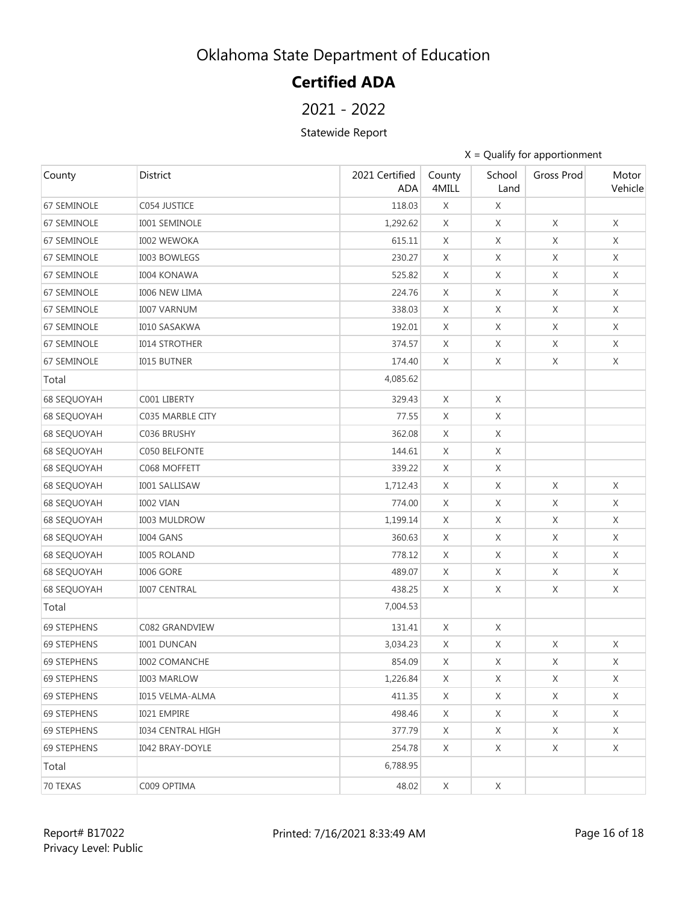# Oklahoma State Department of Education

## Certified ADA

## 2021 - 2022

### Statewide Report

X = Qualify for apportionment

| County | District | 2021 Certified ADA | County 4MILL | School Land | Gross Prod | Motor Vehicle |
|---|---|---|---|---|---|---|
| 67 SEMINOLE | C054 JUSTICE | 118.03 | X | X | | |
| 67 SEMINOLE | I001 SEMINOLE | 1,292.62 | X | X | X | X |
| 67 SEMINOLE | I002 WEWOKA | 615.11 | X | X | X | X |
| 67 SEMINOLE | I003 BOWLEGS | 230.27 | X | X | X | X |
| 67 SEMINOLE | I004 KONAWA | 525.82 | X | X | X | X |
| 67 SEMINOLE | I006 NEW LIMA | 224.76 | X | X | X | X |
| 67 SEMINOLE | I007 VARNUM | 338.03 | X | X | X | X |
| 67 SEMINOLE | I010 SASAKWA | 192.01 | X | X | X | X |
| 67 SEMINOLE | I014 STROTHER | 374.57 | X | X | X | X |
| 67 SEMINOLE | I015 BUTNER | 174.40 | X | X | X | X |
| Total | | 4,085.62 | | | | |
| 68 SEQUOYAH | C001 LIBERTY | 329.43 | X | X | | |
| 68 SEQUOYAH | C035 MARBLE CITY | 77.55 | X | X | | |
| 68 SEQUOYAH | C036 BRUSHY | 362.08 | X | X | | |
| 68 SEQUOYAH | C050 BELFONTE | 144.61 | X | X | | |
| 68 SEQUOYAH | C068 MOFFETT | 339.22 | X | X | | |
| 68 SEQUOYAH | I001 SALLISAW | 1,712.43 | X | X | X | X |
| 68 SEQUOYAH | I002 VIAN | 774.00 | X | X | X | X |
| 68 SEQUOYAH | I003 MULDROW | 1,199.14 | X | X | X | X |
| 68 SEQUOYAH | I004 GANS | 360.63 | X | X | X | X |
| 68 SEQUOYAH | I005 ROLAND | 778.12 | X | X | X | X |
| 68 SEQUOYAH | I006 GORE | 489.07 | X | X | X | X |
| 68 SEQUOYAH | I007 CENTRAL | 438.25 | X | X | X | X |
| Total | | 7,004.53 | | | | |
| 69 STEPHENS | C082 GRANDVIEW | 131.41 | X | X | | |
| 69 STEPHENS | I001 DUNCAN | 3,034.23 | X | X | X | X |
| 69 STEPHENS | I002 COMANCHE | 854.09 | X | X | X | X |
| 69 STEPHENS | I003 MARLOW | 1,226.84 | X | X | X | X |
| 69 STEPHENS | I015 VELMA-ALMA | 411.35 | X | X | X | X |
| 69 STEPHENS | I021 EMPIRE | 498.46 | X | X | X | X |
| 69 STEPHENS | I034 CENTRAL HIGH | 377.79 | X | X | X | X |
| 69 STEPHENS | I042 BRAY-DOYLE | 254.78 | X | X | X | X |
| Total | | 6,788.95 | | | | |
| 70 TEXAS | C009 OPTIMA | 48.02 | X | X | | |

Report# B17022
Privacy Level: Public

Printed: 7/16/2021 8:33:49 AM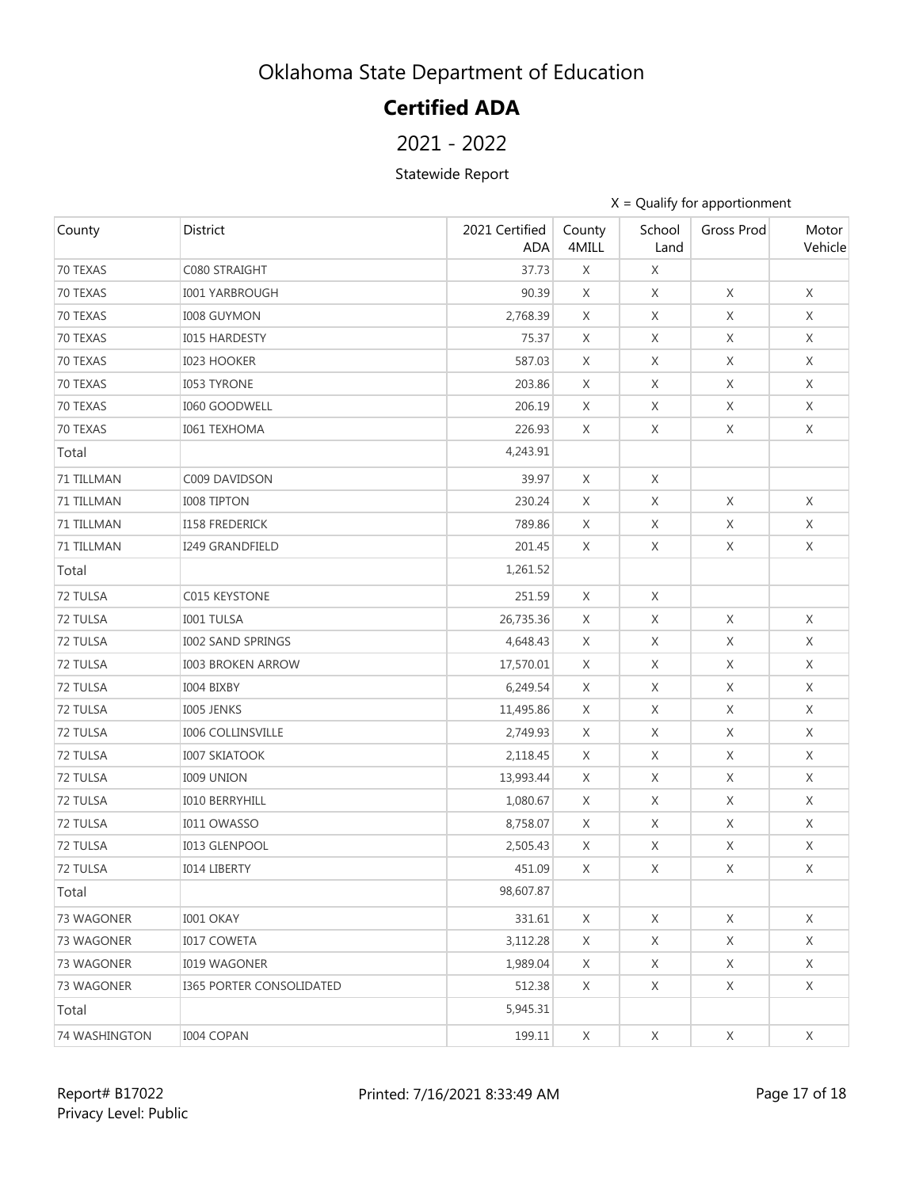# Oklahoma State Department of Education

## Certified ADA

## 2021 - 2022

Statewide Report

X = Qualify for apportionment

| County | District | 2021 Certified ADA | County 4MILL | School Land | Gross Prod | Motor Vehicle |
|---|---|---|---|---|---|---|
| 70 TEXAS | C080 STRAIGHT | 37.73 | X | X | | |
| 70 TEXAS | I001 YARBROUGH | 90.39 | X | X | X | X |
| 70 TEXAS | I008 GUYMON | 2,768.39 | X | X | X | X |
| 70 TEXAS | I015 HARDESTY | 75.37 | X | X | X | X |
| 70 TEXAS | I023 HOOKER | 587.03 | X | X | X | X |
| 70 TEXAS | I053 TYRONE | 203.86 | X | X | X | X |
| 70 TEXAS | I060 GOODWELL | 206.19 | X | X | X | X |
| 70 TEXAS | I061 TEXHOMA | 226.93 | X | X | X | X |
| Total | | 4,243.91 | | | | |
| 71 TILLMAN | C009 DAVIDSON | 39.97 | X | X | | |
| 71 TILLMAN | I008 TIPTON | 230.24 | X | X | X | X |
| 71 TILLMAN | I158 FREDERICK | 789.86 | X | X | X | X |
| 71 TILLMAN | I249 GRANDFIELD | 201.45 | X | X | X | X |
| Total | | 1,261.52 | | | | |
| 72 TULSA | C015 KEYSTONE | 251.59 | X | X | | |
| 72 TULSA | I001 TULSA | 26,735.36 | X | X | X | X |
| 72 TULSA | I002 SAND SPRINGS | 4,648.43 | X | X | X | X |
| 72 TULSA | I003 BROKEN ARROW | 17,570.01 | X | X | X | X |
| 72 TULSA | I004 BIXBY | 6,249.54 | X | X | X | X |
| 72 TULSA | I005 JENKS | 11,495.86 | X | X | X | X |
| 72 TULSA | I006 COLLINSVILLE | 2,749.93 | X | X | X | X |
| 72 TULSA | I007 SKIATOOK | 2,118.45 | X | X | X | X |
| 72 TULSA | I009 UNION | 13,993.44 | X | X | X | X |
| 72 TULSA | I010 BERRYHILL | 1,080.67 | X | X | X | X |
| 72 TULSA | I011 OWASSO | 8,758.07 | X | X | X | X |
| 72 TULSA | I013 GLENPOOL | 2,505.43 | X | X | X | X |
| 72 TULSA | I014 LIBERTY | 451.09 | X | X | X | X |
| Total | | 98,607.87 | | | | |
| 73 WAGONER | I001 OKAY | 331.61 | X | X | X | X |
| 73 WAGONER | I017 COWETA | 3,112.28 | X | X | X | X |
| 73 WAGONER | I019 WAGONER | 1,989.04 | X | X | X | X |
| 73 WAGONER | I365 PORTER CONSOLIDATED | 512.38 | X | X | X | X |
| Total | | 5,945.31 | | | | |
| 74 WASHINGTON | I004 COPAN | 199.11 | X | X | X | X |

Report# B17022
Privacy Level: Public

Printed: 7/16/2021 8:33:49 AM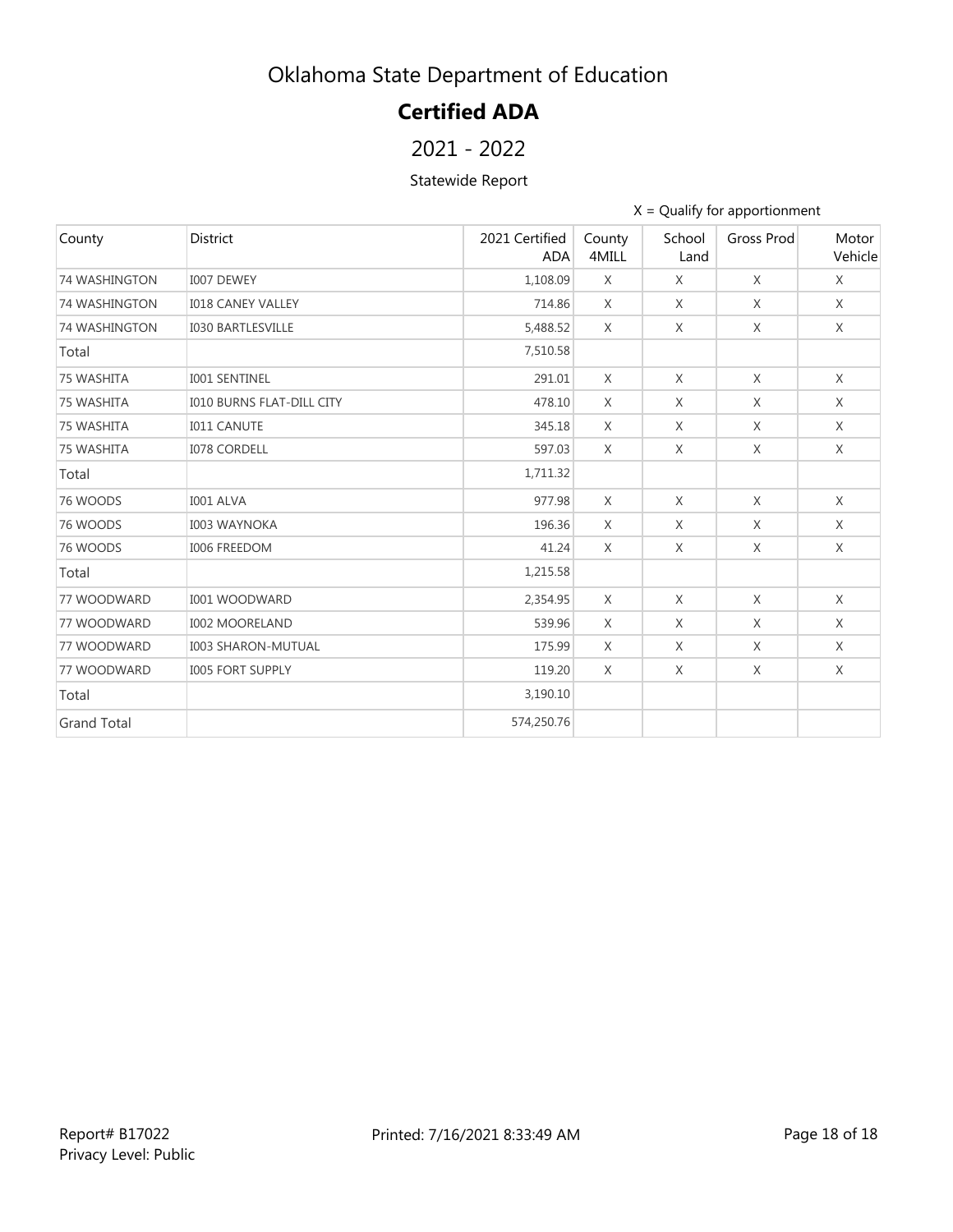# Oklahoma State Department of Education

## Certified ADA

## 2021 - 2022

Statewide Report

X = Qualify for apportionment

| County | District | 2021 Certified ADA | County 4MILL | School Land | Gross Prod | Motor Vehicle |
|---|---|---|---|---|---|---|
| 74 WASHINGTON | I007 DEWEY | 1,108.09 | X | X | X | X |
| 74 WASHINGTON | I018 CANEY VALLEY | 714.86 | X | X | X | X |
| 74 WASHINGTON | I030 BARTLESVILLE | 5,488.52 | X | X | X | X |
| Total | | 7,510.58 | | | | |
| 75 WASHITA | I001 SENTINEL | 291.01 | X | X | X | X |
| 75 WASHITA | I010 BURNS FLAT-DILL CITY | 478.10 | X | X | X | X |
| 75 WASHITA | I011 CANUTE | 345.18 | X | X | X | X |
| 75 WASHITA | I078 CORDELL | 597.03 | X | X | X | X |
| Total | | 1,711.32 | | | | |
| 76 WOODS | I001 ALVA | 977.98 | X | X | X | X |
| 76 WOODS | I003 WAYNOKA | 196.36 | X | X | X | X |
| 76 WOODS | I006 FREEDOM | 41.24 | X | X | X | X |
| Total | | 1,215.58 | | | | |
| 77 WOODWARD | I001 WOODWARD | 2,354.95 | X | X | X | X |
| 77 WOODWARD | I002 MOORELAND | 539.96 | X | X | X | X |
| 77 WOODWARD | I003 SHARON-MUTUAL | 175.99 | X | X | X | X |
| 77 WOODWARD | I005 FORT SUPPLY | 119.20 | X | X | X | X |
| Total | | 3,190.10 | | | | |
| Grand Total | | 574,250.76 | | | | |

Report# B17022
Privacy Level: Public

Printed: 7/16/2021 8:33:49 AM